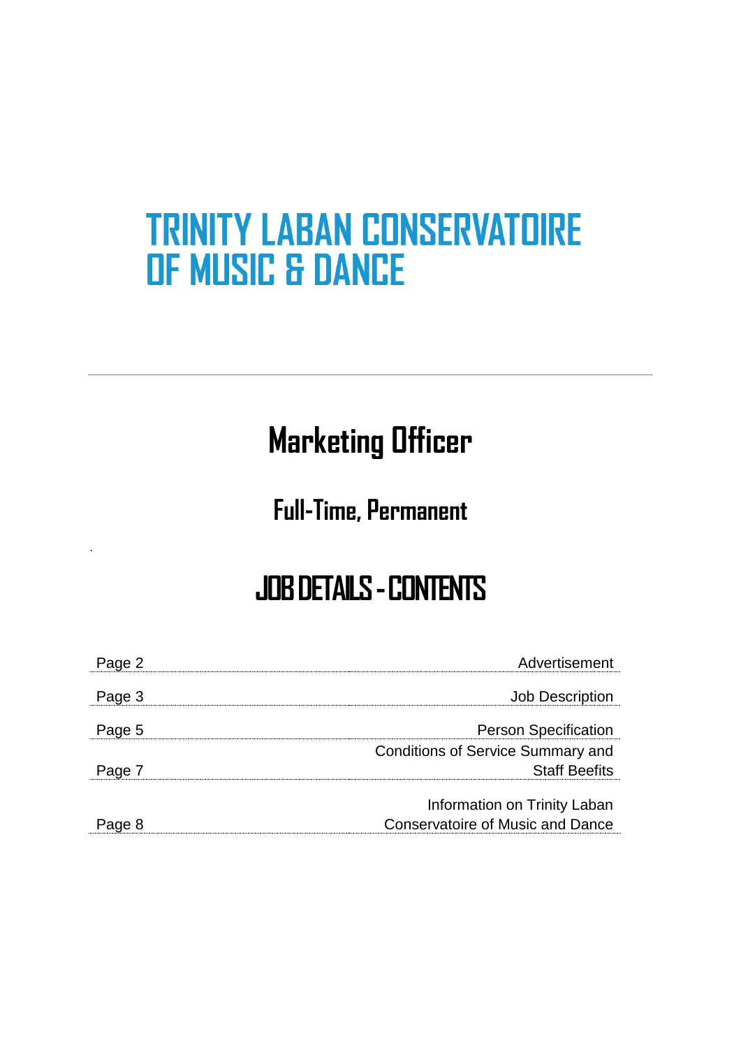# TRINITY LABAN CONSERVATOIRE OF MUSIC & DANCE

## Marketing Officer

### Full-Time, Permanent

.

## JOB DETAILS - CONTENTS

| | |
|---|---|
| Page 2 | Advertisement |
| Page 3 | Job Description |
| Page 5 | Person Specification |
| Page 7 | Conditions of Service Summary and Staff Beefits |
| Page 8 | Information on Trinity Laban Conservatoire of Music and Dance |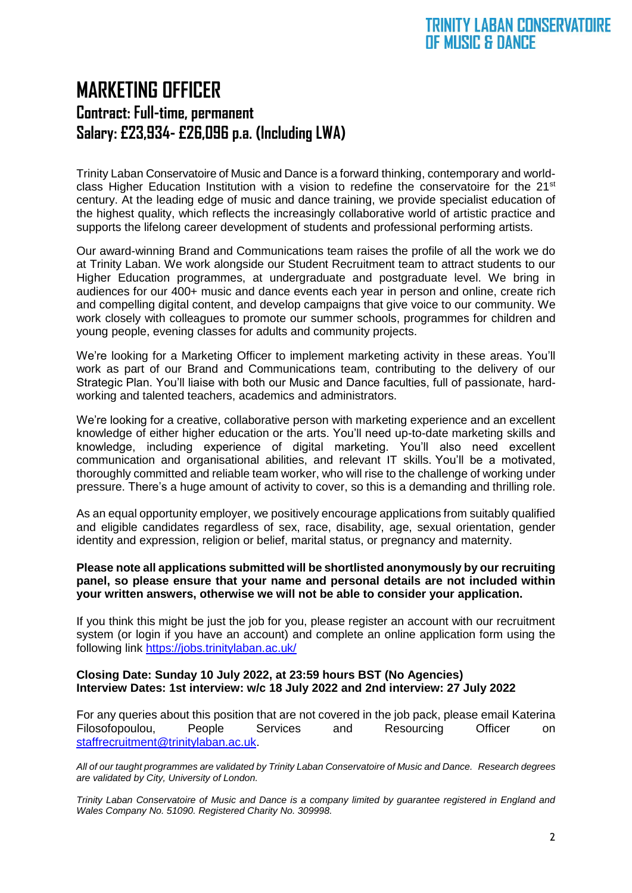# MARKETING OFFICER

## Contract: Full-time, permanent

## Salary: £23,934- £26,096 p.a. (Including LWA)

Trinity Laban Conservatoire of Music and Dance is a forward thinking, contemporary and world-class Higher Education Institution with a vision to redefine the conservatoire for the 21st century. At the leading edge of music and dance training, we provide specialist education of the highest quality, which reflects the increasingly collaborative world of artistic practice and supports the lifelong career development of students and professional performing artists.

Our award-winning Brand and Communications team raises the profile of all the work we do at Trinity Laban. We work alongside our Student Recruitment team to attract students to our Higher Education programmes, at undergraduate and postgraduate level. We bring in audiences for our 400+ music and dance events each year in person and online, create rich and compelling digital content, and develop campaigns that give voice to our community. We work closely with colleagues to promote our summer schools, programmes for children and young people, evening classes for adults and community projects.

We're looking for a Marketing Officer to implement marketing activity in these areas. You'll work as part of our Brand and Communications team, contributing to the delivery of our Strategic Plan. You'll liaise with both our Music and Dance faculties, full of passionate, hard-working and talented teachers, academics and administrators.

We're looking for a creative, collaborative person with marketing experience and an excellent knowledge of either higher education or the arts. You'll need up-to-date marketing skills and knowledge, including experience of digital marketing. You'll also need excellent communication and organisational abilities, and relevant IT skills. You'll be a motivated, thoroughly committed and reliable team worker, who will rise to the challenge of working under pressure. There's a huge amount of activity to cover, so this is a demanding and thrilling role.

As an equal opportunity employer, we positively encourage applications from suitably qualified and eligible candidates regardless of sex, race, disability, age, sexual orientation, gender identity and expression, religion or belief, marital status, or pregnancy and maternity.

**Please note all applications submitted will be shortlisted anonymously by our recruiting panel, so please ensure that your name and personal details are not included within your written answers, otherwise we will not be able to consider your application.**

If you think this might be just the job for you, please register an account with our recruitment system (or login if you have an account) and complete an online application form using the following link https://jobs.trinitylaban.ac.uk/

**Closing Date: Sunday 10 July 2022, at 23:59 hours BST (No Agencies)**
**Interview Dates: 1st interview: w/c 18 July 2022 and 2nd interview: 27 July 2022**

For any queries about this position that are not covered in the job pack, please email Katerina Filosofopoulou, People Services and Resourcing Officer on staffrecruitment@trinitylaban.ac.uk.

*All of our taught programmes are validated by Trinity Laban Conservatoire of Music and Dance. Research degrees are validated by City, University of London.*

*Trinity Laban Conservatoire of Music and Dance is a company limited by guarantee registered in England and Wales Company No. 51090. Registered Charity No. 309998.*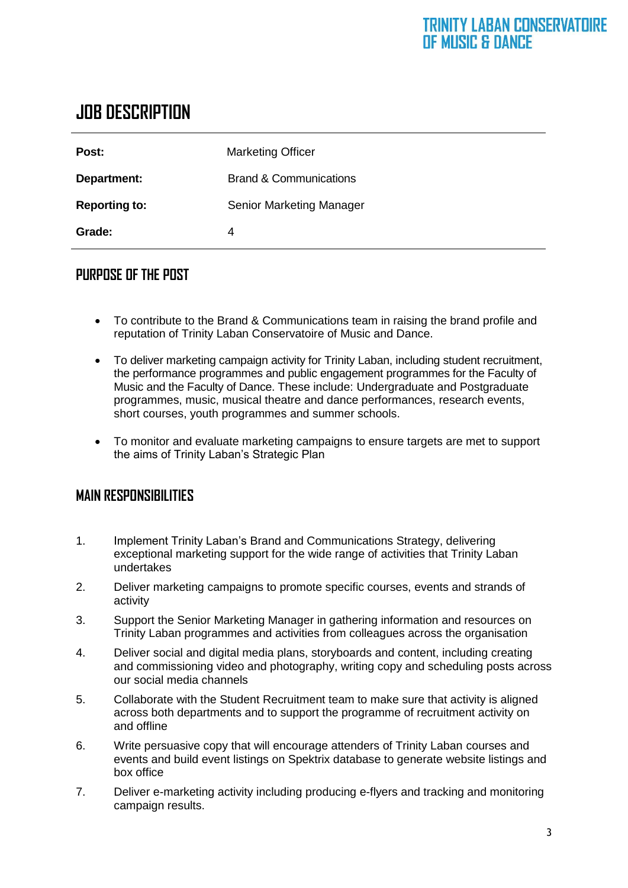# JOB DESCRIPTION

| | |
|---|---|
| **Post:** | Marketing Officer |
| **Department:** | Brand & Communications |
| **Reporting to:** | Senior Marketing Manager |
| **Grade:** | 4 |

## PURPOSE OF THE POST

- To contribute to the Brand & Communications team in raising the brand profile and reputation of Trinity Laban Conservatoire of Music and Dance.
- To deliver marketing campaign activity for Trinity Laban, including student recruitment, the performance programmes and public engagement programmes for the Faculty of Music and the Faculty of Dance. These include: Undergraduate and Postgraduate programmes, music, musical theatre and dance performances, research events, short courses, youth programmes and summer schools.
- To monitor and evaluate marketing campaigns to ensure targets are met to support the aims of Trinity Laban's Strategic Plan

## MAIN RESPONSIBILITIES

1. Implement Trinity Laban's Brand and Communications Strategy, delivering exceptional marketing support for the wide range of activities that Trinity Laban undertakes
2. Deliver marketing campaigns to promote specific courses, events and strands of activity
3. Support the Senior Marketing Manager in gathering information and resources on Trinity Laban programmes and activities from colleagues across the organisation
4. Deliver social and digital media plans, storyboards and content, including creating and commissioning video and photography, writing copy and scheduling posts across our social media channels
5. Collaborate with the Student Recruitment team to make sure that activity is aligned across both departments and to support the programme of recruitment activity on and offline
6. Write persuasive copy that will encourage attenders of Trinity Laban courses and events and build event listings on Spektrix database to generate website listings and box office
7. Deliver e-marketing activity including producing e-flyers and tracking and monitoring campaign results.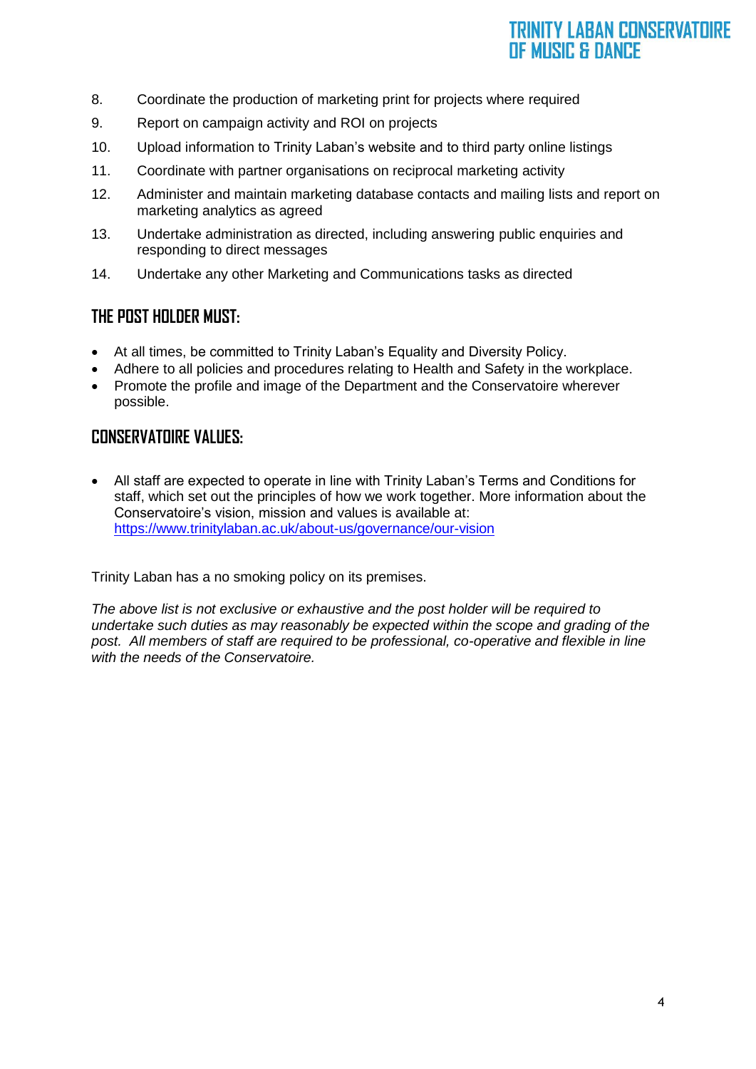8. Coordinate the production of marketing print for projects where required
9. Report on campaign activity and ROI on projects
10. Upload information to Trinity Laban's website and to third party online listings
11. Coordinate with partner organisations on reciprocal marketing activity
12. Administer and maintain marketing database contacts and mailing lists and report on marketing analytics as agreed
13. Undertake administration as directed, including answering public enquiries and responding to direct messages
14. Undertake any other Marketing and Communications tasks as directed

## THE POST HOLDER MUST:

- At all times, be committed to Trinity Laban's Equality and Diversity Policy.
- Adhere to all policies and procedures relating to Health and Safety in the workplace.
- Promote the profile and image of the Department and the Conservatoire wherever possible.

## CONSERVATOIRE VALUES:

- All staff are expected to operate in line with Trinity Laban's Terms and Conditions for staff, which set out the principles of how we work together. More information about the Conservatoire's vision, mission and values is available at: [https://www.trinitylaban.ac.uk/about-us/governance/our-vision](https://www.trinitylaban.ac.uk/about-us/governance/our-vision)

Trinity Laban has a no smoking policy on its premises.

*The above list is not exclusive or exhaustive and the post holder will be required to undertake such duties as may reasonably be expected within the scope and grading of the post. All members of staff are required to be professional, co-operative and flexible in line with the needs of the Conservatoire.*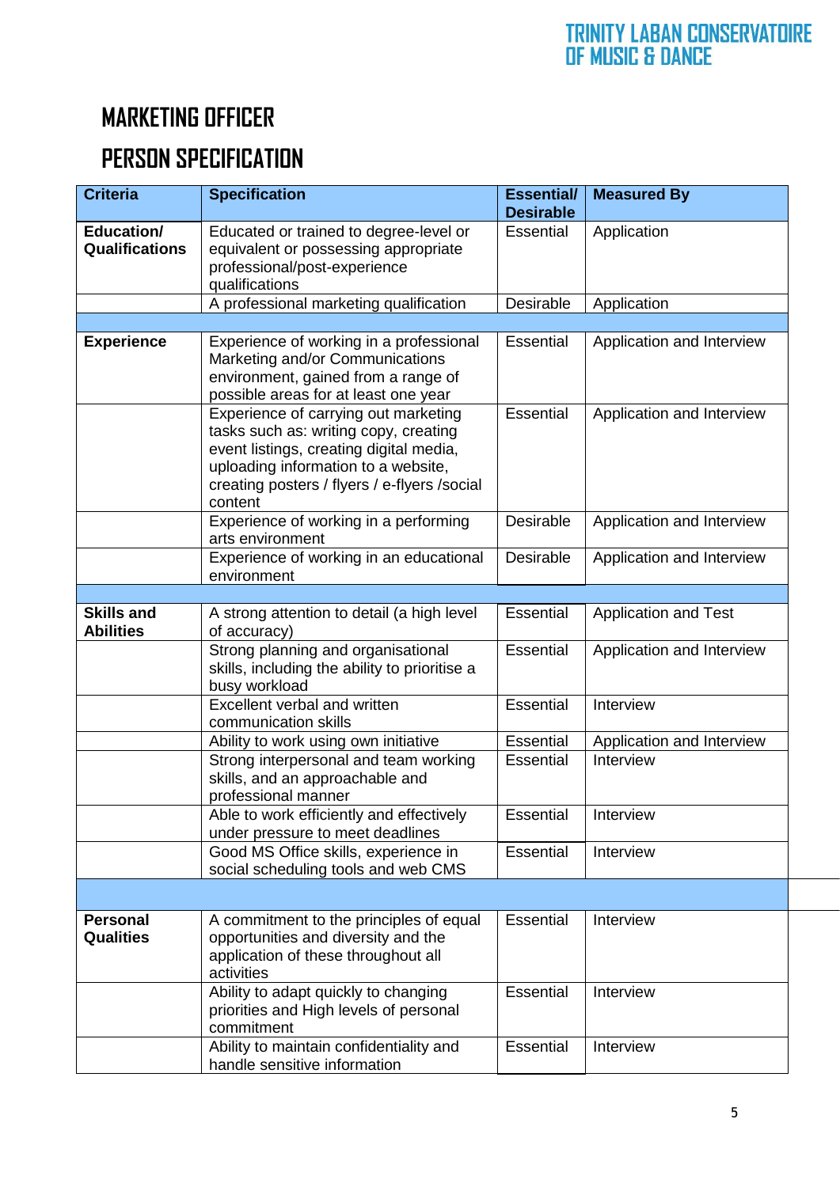TRINITY LABAN CONSERVATOIRE OF MUSIC & DANCE

# MARKETING OFFICER

# PERSON SPECIFICATION

| Criteria | Specification | Essential/ Desirable | Measured By |
|---|---|---|---|
| **Education/ Qualifications** | Educated or trained to degree-level or equivalent or possessing appropriate professional/post-experience qualifications | Essential | Application |
| | A professional marketing qualification | Desirable | Application |
| | | | |
| **Experience** | Experience of working in a professional Marketing and/or Communications environment, gained from a range of possible areas for at least one year | Essential | Application and Interview |
| | Experience of carrying out marketing tasks such as: writing copy, creating event listings, creating digital media, uploading information to a website, creating posters / flyers / e-flyers /social content | Essential | Application and Interview |
| | Experience of working in a performing arts environment | Desirable | Application and Interview |
| | Experience of working in an educational environment | Desirable | Application and Interview |
| | | | |
| **Skills and Abilities** | A strong attention to detail (a high level of accuracy) | Essential | Application and Test |
| | Strong planning and organisational skills, including the ability to prioritise a busy workload | Essential | Application and Interview |
| | Excellent verbal and written communication skills | Essential | Interview |
| | Ability to work using own initiative | Essential | Application and Interview |
| | Strong interpersonal and team working skills, and an approachable and professional manner | Essential | Interview |
| | Able to work efficiently and effectively under pressure to meet deadlines | Essential | Interview |
| | Good MS Office skills, experience in social scheduling tools and web CMS | Essential | Interview |
| | | | |
| **Personal Qualities** | A commitment to the principles of equal opportunities and diversity and the application of these throughout all activities | Essential | Interview |
| | Ability to adapt quickly to changing priorities and High levels of personal commitment | Essential | Interview |
| | Ability to maintain confidentiality and handle sensitive information | Essential | Interview |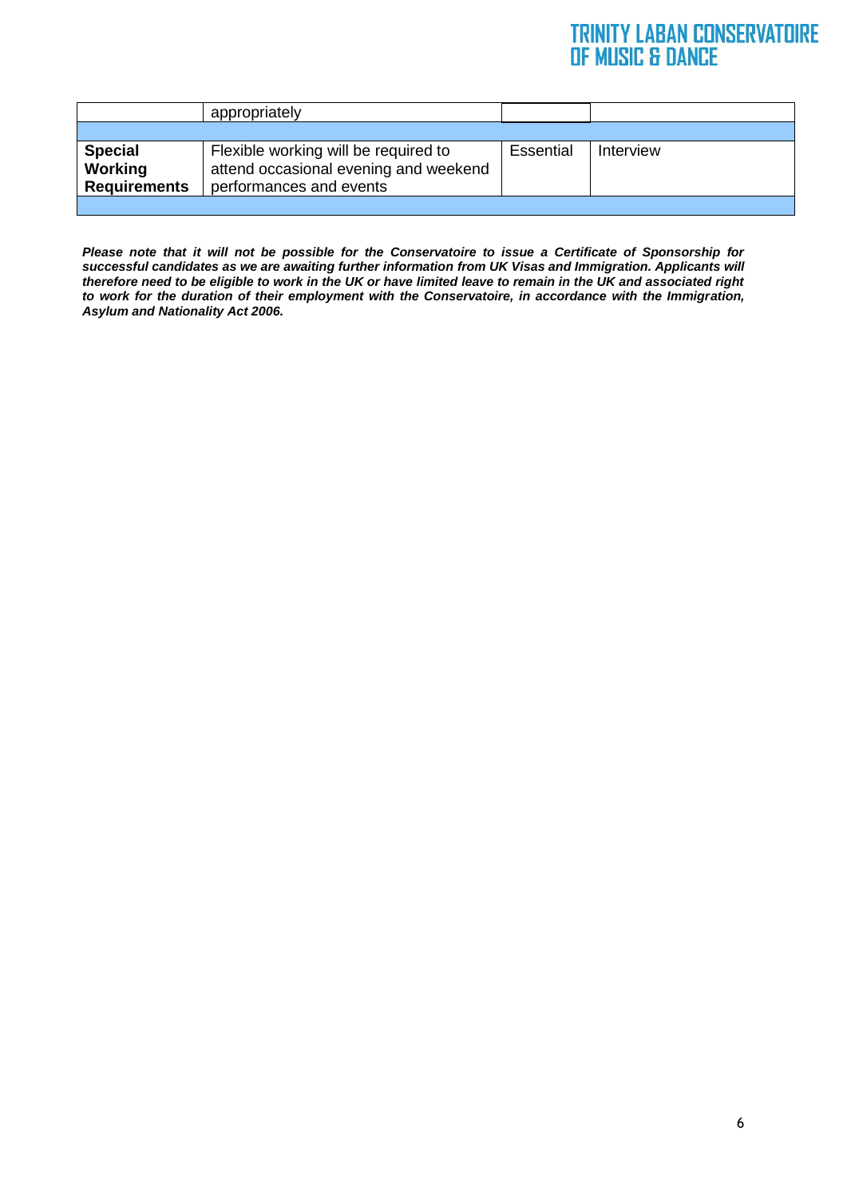| | | | |
|---|---|---|---|
| | appropriately | | |
| | | | |
| **Special Working Requirements** | Flexible working will be required to attend occasional evening and weekend performances and events | Essential | Interview |
| | | | |

***Please note that it will not be possible for the Conservatoire to issue a Certificate of Sponsorship for successful candidates as we are awaiting further information from UK Visas and Immigration. Applicants will therefore need to be eligible to work in the UK or have limited leave to remain in the UK and associated right to work for the duration of their employment with the Conservatoire, in accordance with the Immigration, Asylum and Nationality Act 2006.***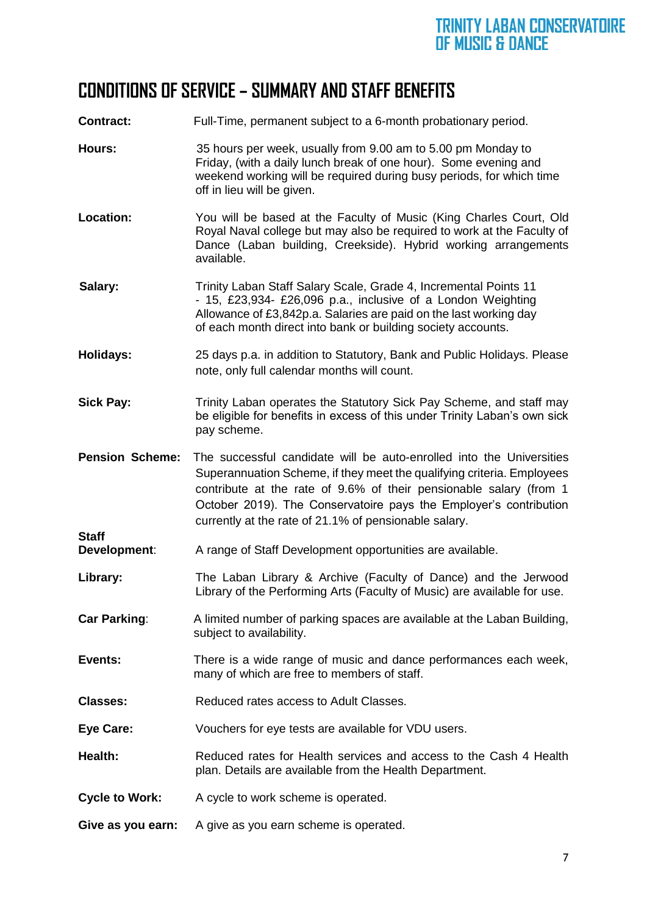# CONDITIONS OF SERVICE – SUMMARY AND STAFF BENEFITS

**Contract:** Full-Time, permanent subject to a 6-month probationary period.

**Hours:** 35 hours per week, usually from 9.00 am to 5.00 pm Monday to Friday, (with a daily lunch break of one hour). Some evening and weekend working will be required during busy periods, for which time off in lieu will be given.

**Location:** You will be based at the Faculty of Music (King Charles Court, Old Royal Naval college but may also be required to work at the Faculty of Dance (Laban building, Creekside). Hybrid working arrangements available.

**Salary:** Trinity Laban Staff Salary Scale, Grade 4, Incremental Points 11 - 15, £23,934- £26,096 p.a., inclusive of a London Weighting Allowance of £3,842p.a. Salaries are paid on the last working day of each month direct into bank or building society accounts.

**Holidays:** 25 days p.a. in addition to Statutory, Bank and Public Holidays. Please note, only full calendar months will count.

**Sick Pay:** Trinity Laban operates the Statutory Sick Pay Scheme, and staff may be eligible for benefits in excess of this under Trinity Laban's own sick pay scheme.

**Pension Scheme:** The successful candidate will be auto-enrolled into the Universities Superannuation Scheme, if they meet the qualifying criteria. Employees contribute at the rate of 9.6% of their pensionable salary (from 1 October 2019). The Conservatoire pays the Employer's contribution currently at the rate of 21.1% of pensionable salary.

**Staff Development**: A range of Staff Development opportunities are available.

**Library:** The Laban Library & Archive (Faculty of Dance) and the Jerwood Library of the Performing Arts (Faculty of Music) are available for use.

**Car Parking**: A limited number of parking spaces are available at the Laban Building, subject to availability.

**Events:** There is a wide range of music and dance performances each week, many of which are free to members of staff.

**Classes:** Reduced rates access to Adult Classes.

**Eye Care:** Vouchers for eye tests are available for VDU users.

**Health:** Reduced rates for Health services and access to the Cash 4 Health plan. Details are available from the Health Department.

**Cycle to Work:** A cycle to work scheme is operated.

**Give as you earn:** A give as you earn scheme is operated.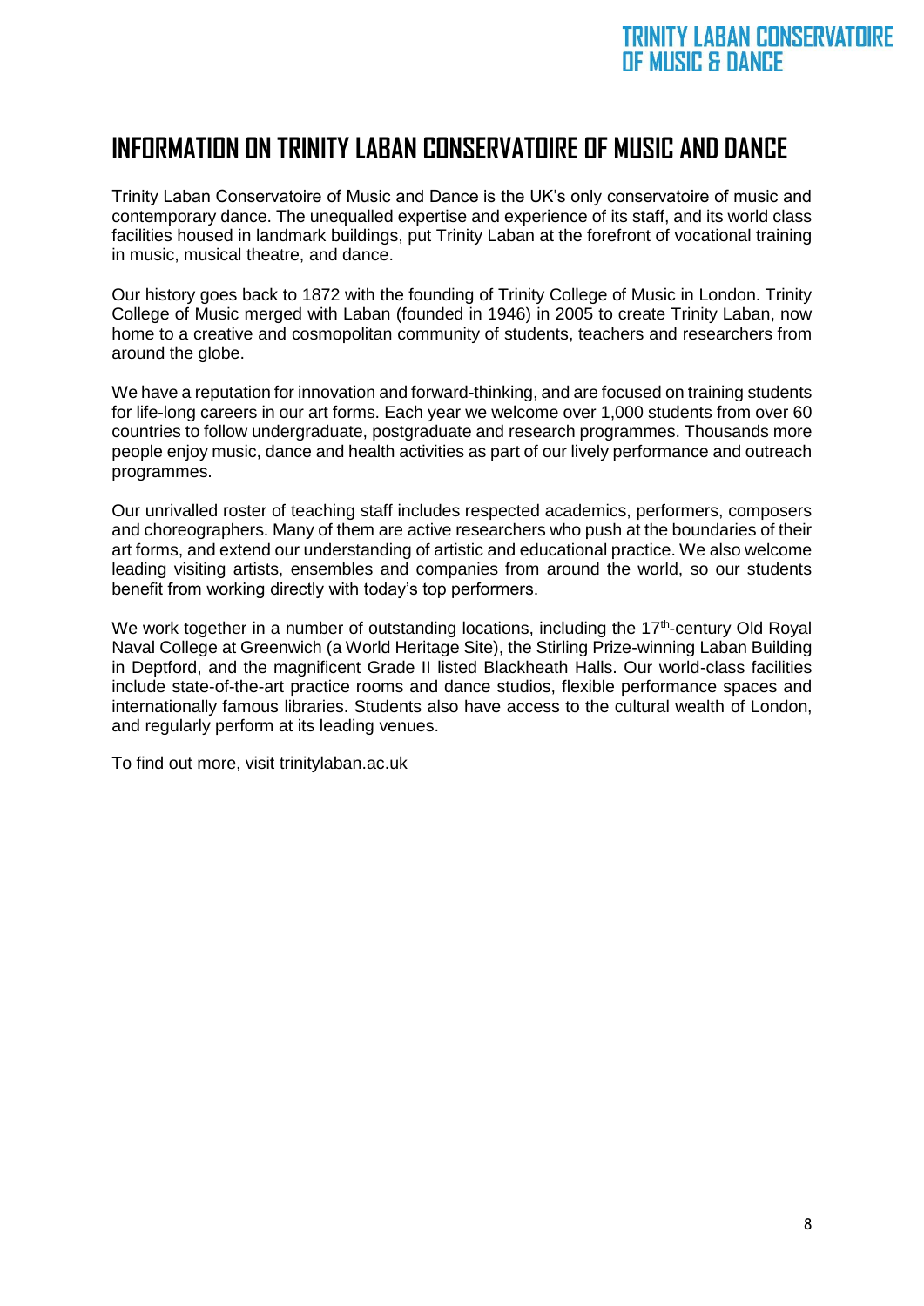# INFORMATION ON TRINITY LABAN CONSERVATOIRE OF MUSIC AND DANCE

Trinity Laban Conservatoire of Music and Dance is the UK's only conservatoire of music and contemporary dance. The unequalled expertise and experience of its staff, and its world class facilities housed in landmark buildings, put Trinity Laban at the forefront of vocational training in music, musical theatre, and dance.

Our history goes back to 1872 with the founding of Trinity College of Music in London. Trinity College of Music merged with Laban (founded in 1946) in 2005 to create Trinity Laban, now home to a creative and cosmopolitan community of students, teachers and researchers from around the globe.

We have a reputation for innovation and forward-thinking, and are focused on training students for life-long careers in our art forms. Each year we welcome over 1,000 students from over 60 countries to follow undergraduate, postgraduate and research programmes. Thousands more people enjoy music, dance and health activities as part of our lively performance and outreach programmes.

Our unrivalled roster of teaching staff includes respected academics, performers, composers and choreographers. Many of them are active researchers who push at the boundaries of their art forms, and extend our understanding of artistic and educational practice. We also welcome leading visiting artists, ensembles and companies from around the world, so our students benefit from working directly with today's top performers.

We work together in a number of outstanding locations, including the 17th-century Old Royal Naval College at Greenwich (a World Heritage Site), the Stirling Prize-winning Laban Building in Deptford, and the magnificent Grade II listed Blackheath Halls. Our world-class facilities include state-of-the-art practice rooms and dance studios, flexible performance spaces and internationally famous libraries. Students also have access to the cultural wealth of London, and regularly perform at its leading venues.

To find out more, visit trinitylaban.ac.uk